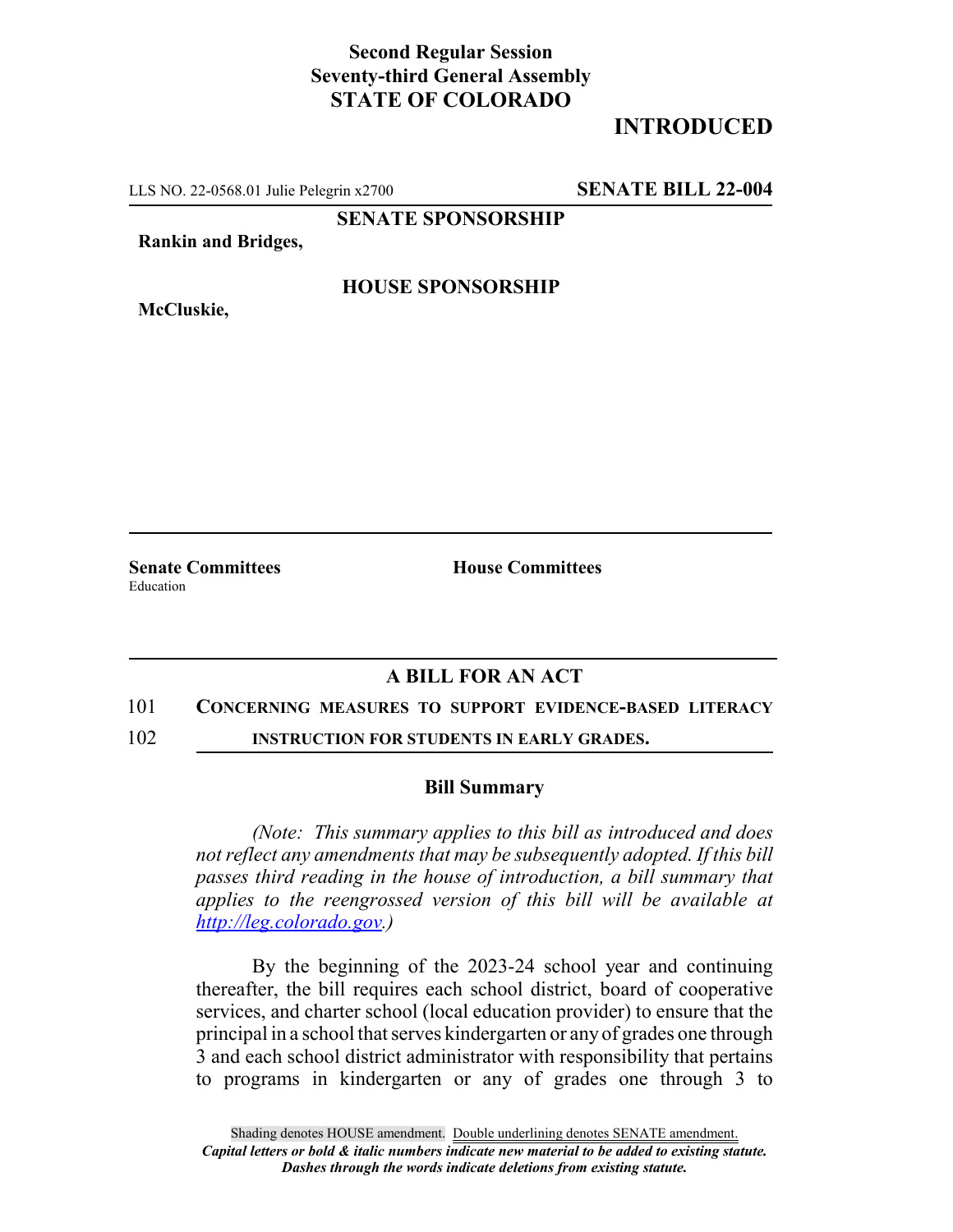**Second Regular Session**
**Seventy-third General Assembly**
**STATE OF COLORADO**

# INTRODUCED

LLS NO. 22-0568.01 Julie Pelegrin x2700 **SENATE BILL 22-004**

**SENATE SPONSORSHIP**

**Rankin and Bridges,**

**HOUSE SPONSORSHIP**

**McCluskie,**

**Senate Committees**
Education

**House Committees**

## A BILL FOR AN ACT

101 **CONCERNING MEASURES TO SUPPORT EVIDENCE-BASED LITERACY**
102 **INSTRUCTION FOR STUDENTS IN EARLY GRADES.**

### Bill Summary

*(Note: This summary applies to this bill as introduced and does not reflect any amendments that may be subsequently adopted. If this bill passes third reading in the house of introduction, a bill summary that applies to the reengrossed version of this bill will be available at http://leg.colorado.gov.)*

By the beginning of the 2023-24 school year and continuing thereafter, the bill requires each school district, board of cooperative services, and charter school (local education provider) to ensure that the principal in a school that serves kindergarten or any of grades one through 3 and each school district administrator with responsibility that pertains to programs in kindergarten or any of grades one through 3 to

Shading denotes HOUSE amendment. Double underlining denotes SENATE amendment.
*Capital letters or bold & italic numbers indicate new material to be added to existing statute.*
*Dashes through the words indicate deletions from existing statute.*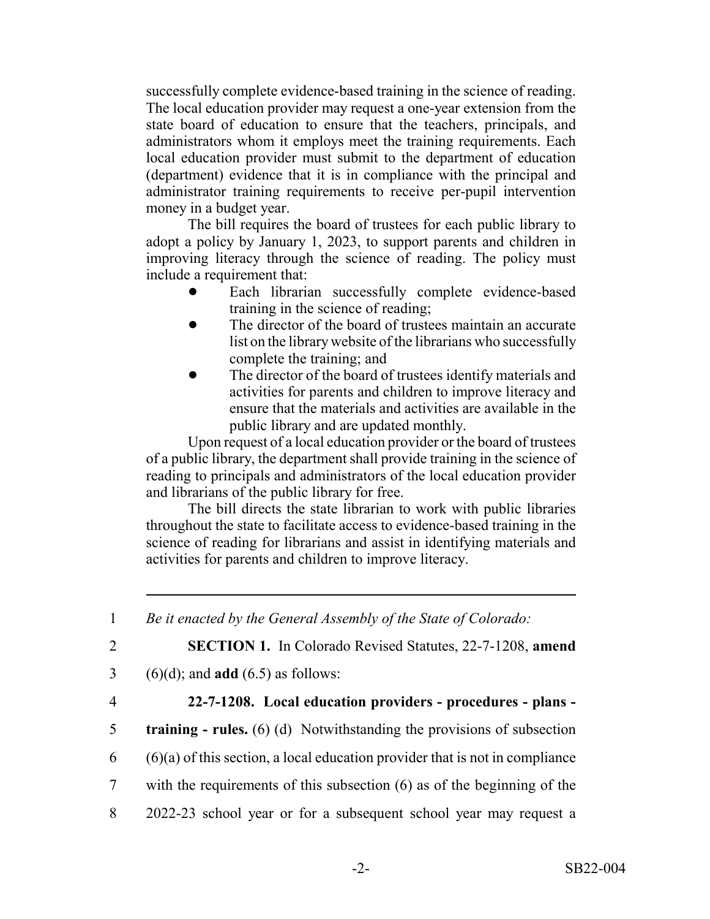successfully complete evidence-based training in the science of reading. The local education provider may request a one-year extension from the state board of education to ensure that the teachers, principals, and administrators whom it employs meet the training requirements. Each local education provider must submit to the department of education (department) evidence that it is in compliance with the principal and administrator training requirements to receive per-pupil intervention money in a budget year.

The bill requires the board of trustees for each public library to adopt a policy by January 1, 2023, to support parents and children in improving literacy through the science of reading. The policy must include a requirement that:

- Each librarian successfully complete evidence-based training in the science of reading;
- The director of the board of trustees maintain an accurate list on the library website of the librarians who successfully complete the training; and
- The director of the board of trustees identify materials and activities for parents and children to improve literacy and ensure that the materials and activities are available in the public library and are updated monthly.

Upon request of a local education provider or the board of trustees of a public library, the department shall provide training in the science of reading to principals and administrators of the local education provider and librarians of the public library for free.

The bill directs the state librarian to work with public libraries throughout the state to facilitate access to evidence-based training in the science of reading for librarians and assist in identifying materials and activities for parents and children to improve literacy.

---

1 *Be it enacted by the General Assembly of the State of Colorado:*

2 **SECTION 1.** In Colorado Revised Statutes, 22-7-1208, **amend**

3 (6)(d); and **add** (6.5) as follows:

4 **22-7-1208. Local education providers - procedures - plans -**

5 **training - rules.** (6) (d) Notwithstanding the provisions of subsection

6 (6)(a) of this section, a local education provider that is not in compliance

7 with the requirements of this subsection (6) as of the beginning of the

8 2022-23 school year or for a subsequent school year may request a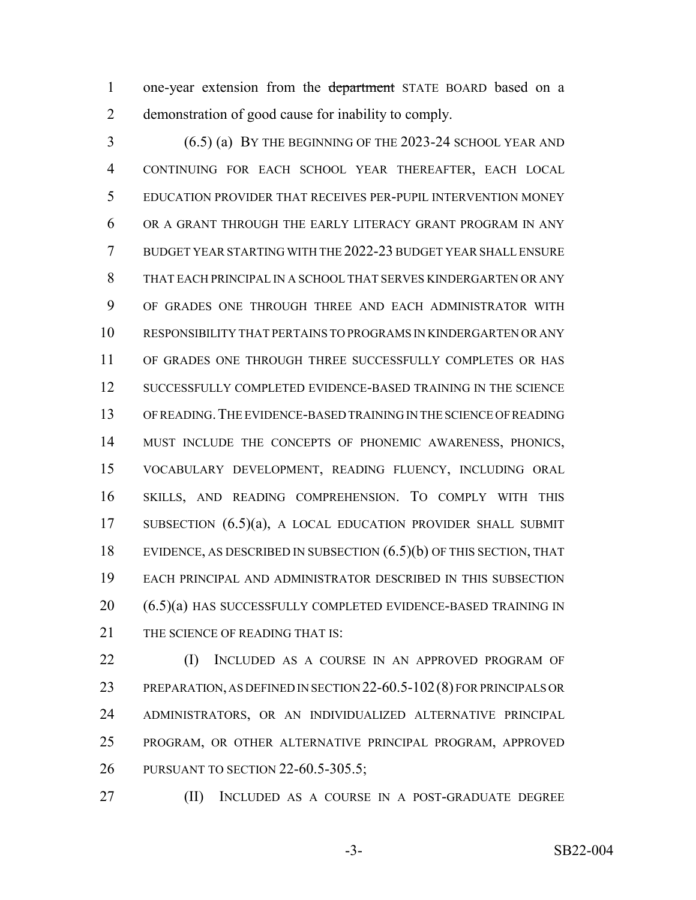one-year extension from the ~~department~~ STATE BOARD based on a demonstration of good cause for inability to comply.

(6.5) (a) BY THE BEGINNING OF THE 2023-24 SCHOOL YEAR AND CONTINUING FOR EACH SCHOOL YEAR THEREAFTER, EACH LOCAL EDUCATION PROVIDER THAT RECEIVES PER-PUPIL INTERVENTION MONEY OR A GRANT THROUGH THE EARLY LITERACY GRANT PROGRAM IN ANY BUDGET YEAR STARTING WITH THE 2022-23 BUDGET YEAR SHALL ENSURE THAT EACH PRINCIPAL IN A SCHOOL THAT SERVES KINDERGARTEN OR ANY OF GRADES ONE THROUGH THREE AND EACH ADMINISTRATOR WITH RESPONSIBILITY THAT PERTAINS TO PROGRAMS IN KINDERGARTEN OR ANY OF GRADES ONE THROUGH THREE SUCCESSFULLY COMPLETES OR HAS SUCCESSFULLY COMPLETED EVIDENCE-BASED TRAINING IN THE SCIENCE OF READING. THE EVIDENCE-BASED TRAINING IN THE SCIENCE OF READING MUST INCLUDE THE CONCEPTS OF PHONEMIC AWARENESS, PHONICS, VOCABULARY DEVELOPMENT, READING FLUENCY, INCLUDING ORAL SKILLS, AND READING COMPREHENSION. TO COMPLY WITH THIS SUBSECTION (6.5)(a), A LOCAL EDUCATION PROVIDER SHALL SUBMIT EVIDENCE, AS DESCRIBED IN SUBSECTION (6.5)(b) OF THIS SECTION, THAT EACH PRINCIPAL AND ADMINISTRATOR DESCRIBED IN THIS SUBSECTION (6.5)(a) HAS SUCCESSFULLY COMPLETED EVIDENCE-BASED TRAINING IN THE SCIENCE OF READING THAT IS:

(I) INCLUDED AS A COURSE IN AN APPROVED PROGRAM OF PREPARATION, AS DEFINED IN SECTION 22-60.5-102 (8) FOR PRINCIPALS OR ADMINISTRATORS, OR AN INDIVIDUALIZED ALTERNATIVE PRINCIPAL PROGRAM, OR OTHER ALTERNATIVE PRINCIPAL PROGRAM, APPROVED PURSUANT TO SECTION 22-60.5-305.5;

(II) INCLUDED AS A COURSE IN A POST-GRADUATE DEGREE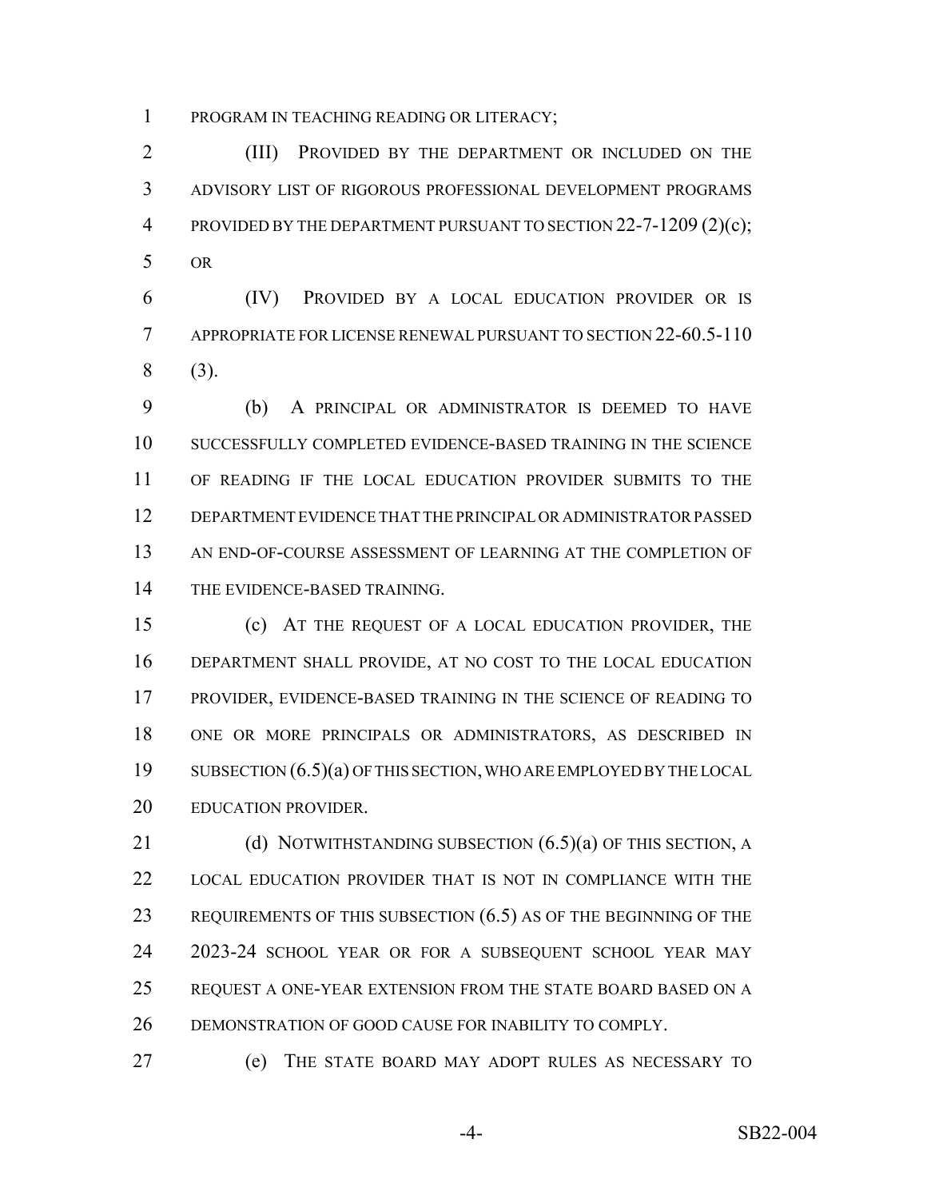PROGRAM IN TEACHING READING OR LITERACY;

(III) PROVIDED BY THE DEPARTMENT OR INCLUDED ON THE ADVISORY LIST OF RIGOROUS PROFESSIONAL DEVELOPMENT PROGRAMS PROVIDED BY THE DEPARTMENT PURSUANT TO SECTION 22-7-1209 (2)(c); OR

(IV) PROVIDED BY A LOCAL EDUCATION PROVIDER OR IS APPROPRIATE FOR LICENSE RENEWAL PURSUANT TO SECTION 22-60.5-110 (3).

(b) A PRINCIPAL OR ADMINISTRATOR IS DEEMED TO HAVE SUCCESSFULLY COMPLETED EVIDENCE-BASED TRAINING IN THE SCIENCE OF READING IF THE LOCAL EDUCATION PROVIDER SUBMITS TO THE DEPARTMENT EVIDENCE THAT THE PRINCIPAL OR ADMINISTRATOR PASSED AN END-OF-COURSE ASSESSMENT OF LEARNING AT THE COMPLETION OF THE EVIDENCE-BASED TRAINING.

(c) AT THE REQUEST OF A LOCAL EDUCATION PROVIDER, THE DEPARTMENT SHALL PROVIDE, AT NO COST TO THE LOCAL EDUCATION PROVIDER, EVIDENCE-BASED TRAINING IN THE SCIENCE OF READING TO ONE OR MORE PRINCIPALS OR ADMINISTRATORS, AS DESCRIBED IN SUBSECTION (6.5)(a) OF THIS SECTION, WHO ARE EMPLOYED BY THE LOCAL EDUCATION PROVIDER.

(d) NOTWITHSTANDING SUBSECTION (6.5)(a) OF THIS SECTION, A LOCAL EDUCATION PROVIDER THAT IS NOT IN COMPLIANCE WITH THE REQUIREMENTS OF THIS SUBSECTION (6.5) AS OF THE BEGINNING OF THE 2023-24 SCHOOL YEAR OR FOR A SUBSEQUENT SCHOOL YEAR MAY REQUEST A ONE-YEAR EXTENSION FROM THE STATE BOARD BASED ON A DEMONSTRATION OF GOOD CAUSE FOR INABILITY TO COMPLY.

(e) THE STATE BOARD MAY ADOPT RULES AS NECESSARY TO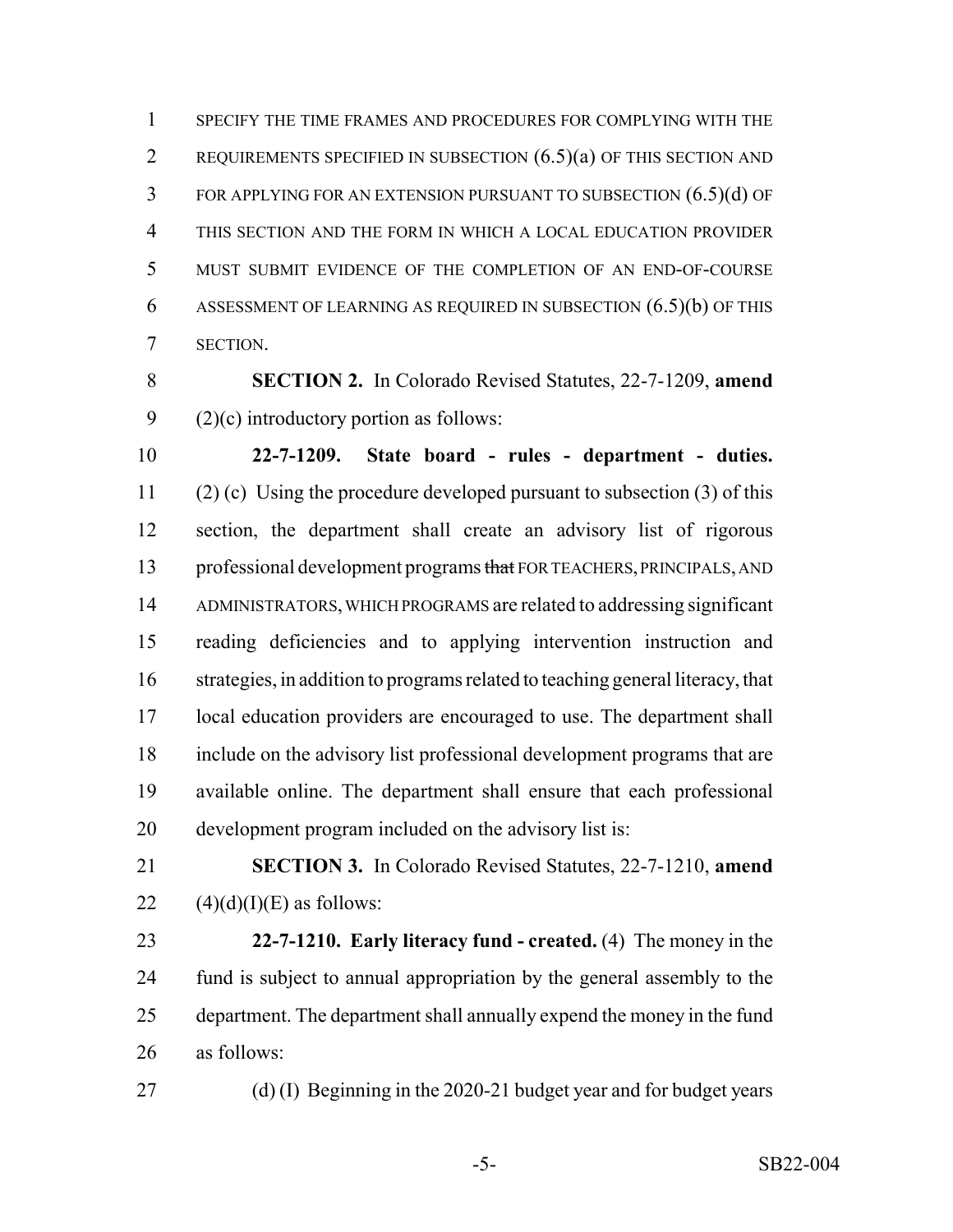SPECIFY THE TIME FRAMES AND PROCEDURES FOR COMPLYING WITH THE REQUIREMENTS SPECIFIED IN SUBSECTION (6.5)(a) OF THIS SECTION AND FOR APPLYING FOR AN EXTENSION PURSUANT TO SUBSECTION (6.5)(d) OF THIS SECTION AND THE FORM IN WHICH A LOCAL EDUCATION PROVIDER MUST SUBMIT EVIDENCE OF THE COMPLETION OF AN END-OF-COURSE ASSESSMENT OF LEARNING AS REQUIRED IN SUBSECTION (6.5)(b) OF THIS SECTION.

**SECTION 2.** In Colorado Revised Statutes, 22-7-1209, **amend** (2)(c) introductory portion as follows:

**22-7-1209. State board - rules - department - duties.** (2) (c) Using the procedure developed pursuant to subsection (3) of this section, the department shall create an advisory list of rigorous professional development programs ~~that~~ FOR TEACHERS, PRINCIPALS, AND ADMINISTRATORS, WHICH PROGRAMS are related to addressing significant reading deficiencies and to applying intervention instruction and strategies, in addition to programs related to teaching general literacy, that local education providers are encouraged to use. The department shall include on the advisory list professional development programs that are available online. The department shall ensure that each professional development program included on the advisory list is:

**SECTION 3.** In Colorado Revised Statutes, 22-7-1210, **amend** (4)(d)(I)(E) as follows:

**22-7-1210. Early literacy fund - created.** (4) The money in the fund is subject to annual appropriation by the general assembly to the department. The department shall annually expend the money in the fund as follows:

(d) (I) Beginning in the 2020-21 budget year and for budget years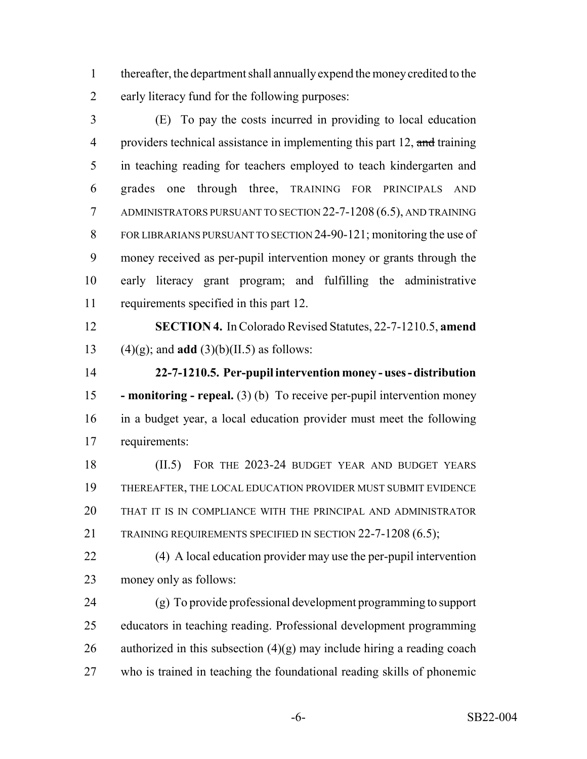thereafter, the department shall annually expend the money credited to the early literacy fund for the following purposes:

(E) To pay the costs incurred in providing to local education providers technical assistance in implementing this part 12, ~~and~~ training in teaching reading for teachers employed to teach kindergarten and grades one through three, TRAINING FOR PRINCIPALS AND ADMINISTRATORS PURSUANT TO SECTION 22-7-1208 (6.5), AND TRAINING FOR LIBRARIANS PURSUANT TO SECTION 24-90-121; monitoring the use of money received as per-pupil intervention money or grants through the early literacy grant program; and fulfilling the administrative requirements specified in this part 12.

**SECTION 4.** In Colorado Revised Statutes, 22-7-1210.5, **amend** (4)(g); and **add** (3)(b)(II.5) as follows:

**22-7-1210.5. Per-pupil intervention money - uses - distribution - monitoring - repeal.** (3) (b) To receive per-pupil intervention money in a budget year, a local education provider must meet the following requirements:

(II.5) FOR THE 2023-24 BUDGET YEAR AND BUDGET YEARS THEREAFTER, THE LOCAL EDUCATION PROVIDER MUST SUBMIT EVIDENCE THAT IT IS IN COMPLIANCE WITH THE PRINCIPAL AND ADMINISTRATOR TRAINING REQUIREMENTS SPECIFIED IN SECTION 22-7-1208 (6.5);

(4) A local education provider may use the per-pupil intervention money only as follows:

(g) To provide professional development programming to support educators in teaching reading. Professional development programming authorized in this subsection (4)(g) may include hiring a reading coach who is trained in teaching the foundational reading skills of phonemic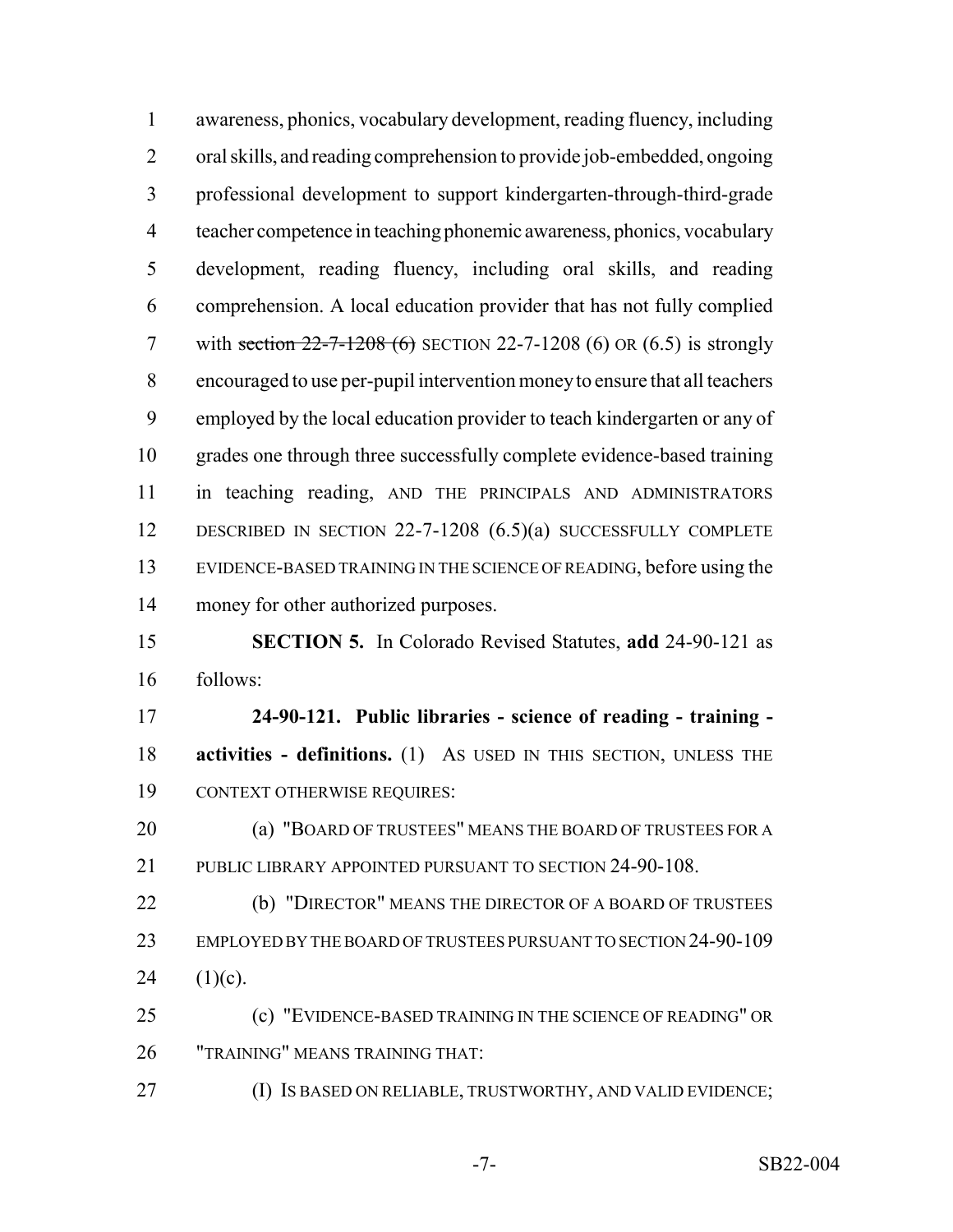awareness, phonics, vocabulary development, reading fluency, including oral skills, and reading comprehension to provide job-embedded, ongoing professional development to support kindergarten-through-third-grade teacher competence in teaching phonemic awareness, phonics, vocabulary development, reading fluency, including oral skills, and reading comprehension. A local education provider that has not fully complied with ~~section 22-7-1208 (6)~~ SECTION 22-7-1208 (6) OR (6.5) is strongly encouraged to use per-pupil intervention money to ensure that all teachers employed by the local education provider to teach kindergarten or any of grades one through three successfully complete evidence-based training in teaching reading, AND THE PRINCIPALS AND ADMINISTRATORS DESCRIBED IN SECTION 22-7-1208 (6.5)(a) SUCCESSFULLY COMPLETE EVIDENCE-BASED TRAINING IN THE SCIENCE OF READING, before using the money for other authorized purposes.

**SECTION 5.** In Colorado Revised Statutes, **add** 24-90-121 as follows:

**24-90-121. Public libraries - science of reading - training - activities - definitions.** (1) AS USED IN THIS SECTION, UNLESS THE CONTEXT OTHERWISE REQUIRES:

(a) "BOARD OF TRUSTEES" MEANS THE BOARD OF TRUSTEES FOR A PUBLIC LIBRARY APPOINTED PURSUANT TO SECTION 24-90-108.

(b) "DIRECTOR" MEANS THE DIRECTOR OF A BOARD OF TRUSTEES EMPLOYED BY THE BOARD OF TRUSTEES PURSUANT TO SECTION 24-90-109 (1)(c).

(c) "EVIDENCE-BASED TRAINING IN THE SCIENCE OF READING" OR "TRAINING" MEANS TRAINING THAT:

(I) IS BASED ON RELIABLE, TRUSTWORTHY, AND VALID EVIDENCE;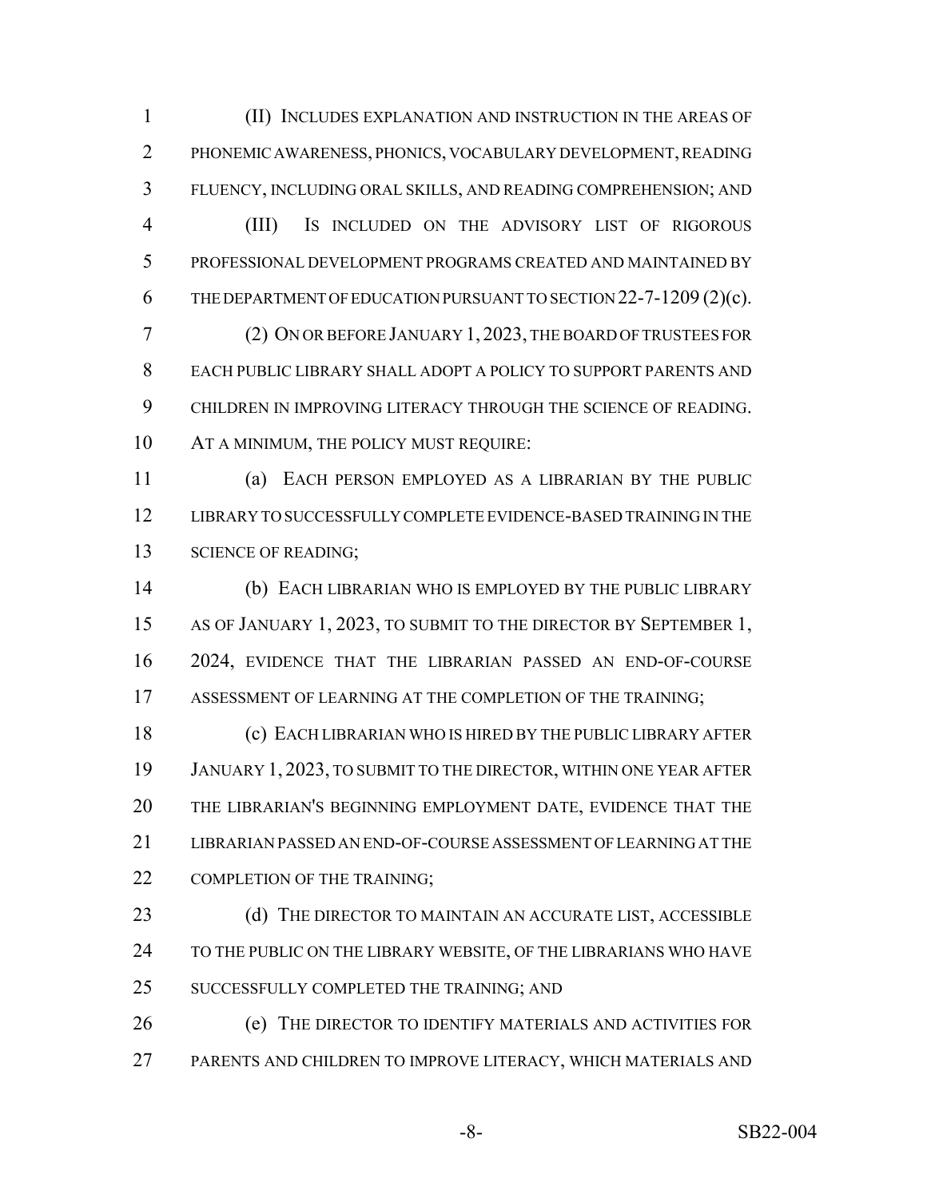(II) INCLUDES EXPLANATION AND INSTRUCTION IN THE AREAS OF PHONEMIC AWARENESS, PHONICS, VOCABULARY DEVELOPMENT, READING FLUENCY, INCLUDING ORAL SKILLS, AND READING COMPREHENSION; AND

(III) IS INCLUDED ON THE ADVISORY LIST OF RIGOROUS PROFESSIONAL DEVELOPMENT PROGRAMS CREATED AND MAINTAINED BY THE DEPARTMENT OF EDUCATION PURSUANT TO SECTION 22-7-1209 (2)(c).

(2) ON OR BEFORE JANUARY 1, 2023, THE BOARD OF TRUSTEES FOR EACH PUBLIC LIBRARY SHALL ADOPT A POLICY TO SUPPORT PARENTS AND CHILDREN IN IMPROVING LITERACY THROUGH THE SCIENCE OF READING. AT A MINIMUM, THE POLICY MUST REQUIRE:

(a) EACH PERSON EMPLOYED AS A LIBRARIAN BY THE PUBLIC LIBRARY TO SUCCESSFULLY COMPLETE EVIDENCE-BASED TRAINING IN THE SCIENCE OF READING;

(b) EACH LIBRARIAN WHO IS EMPLOYED BY THE PUBLIC LIBRARY AS OF JANUARY 1, 2023, TO SUBMIT TO THE DIRECTOR BY SEPTEMBER 1, 2024, EVIDENCE THAT THE LIBRARIAN PASSED AN END-OF-COURSE ASSESSMENT OF LEARNING AT THE COMPLETION OF THE TRAINING;

(c) EACH LIBRARIAN WHO IS HIRED BY THE PUBLIC LIBRARY AFTER JANUARY 1, 2023, TO SUBMIT TO THE DIRECTOR, WITHIN ONE YEAR AFTER THE LIBRARIAN'S BEGINNING EMPLOYMENT DATE, EVIDENCE THAT THE LIBRARIAN PASSED AN END-OF-COURSE ASSESSMENT OF LEARNING AT THE COMPLETION OF THE TRAINING;

(d) THE DIRECTOR TO MAINTAIN AN ACCURATE LIST, ACCESSIBLE TO THE PUBLIC ON THE LIBRARY WEBSITE, OF THE LIBRARIANS WHO HAVE SUCCESSFULLY COMPLETED THE TRAINING; AND

(e) THE DIRECTOR TO IDENTIFY MATERIALS AND ACTIVITIES FOR PARENTS AND CHILDREN TO IMPROVE LITERACY, WHICH MATERIALS AND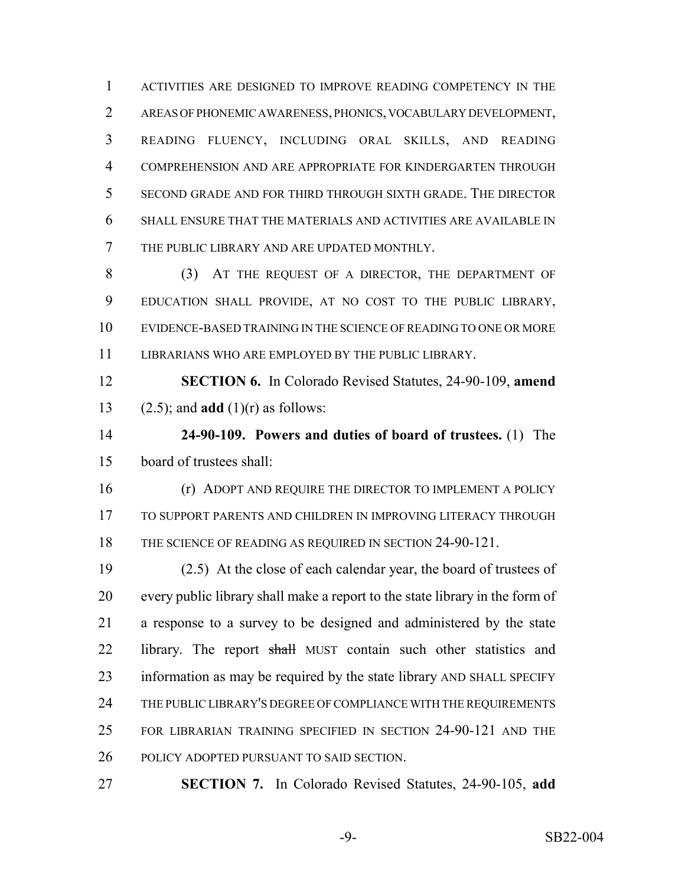ACTIVITIES ARE DESIGNED TO IMPROVE READING COMPETENCY IN THE AREAS OF PHONEMIC AWARENESS, PHONICS, VOCABULARY DEVELOPMENT, READING FLUENCY, INCLUDING ORAL SKILLS, AND READING COMPREHENSION AND ARE APPROPRIATE FOR KINDERGARTEN THROUGH SECOND GRADE AND FOR THIRD THROUGH SIXTH GRADE. THE DIRECTOR SHALL ENSURE THAT THE MATERIALS AND ACTIVITIES ARE AVAILABLE IN THE PUBLIC LIBRARY AND ARE UPDATED MONTHLY.

(3) AT THE REQUEST OF A DIRECTOR, THE DEPARTMENT OF EDUCATION SHALL PROVIDE, AT NO COST TO THE PUBLIC LIBRARY, EVIDENCE-BASED TRAINING IN THE SCIENCE OF READING TO ONE OR MORE LIBRARIANS WHO ARE EMPLOYED BY THE PUBLIC LIBRARY.

**SECTION 6.** In Colorado Revised Statutes, 24-90-109, **amend** (2.5); and **add** (1)(r) as follows:

**24-90-109. Powers and duties of board of trustees.** (1) The board of trustees shall:

(r) ADOPT AND REQUIRE THE DIRECTOR TO IMPLEMENT A POLICY TO SUPPORT PARENTS AND CHILDREN IN IMPROVING LITERACY THROUGH THE SCIENCE OF READING AS REQUIRED IN SECTION 24-90-121.

(2.5) At the close of each calendar year, the board of trustees of every public library shall make a report to the state library in the form of a response to a survey to be designed and administered by the state library. The report ~~shall~~ MUST contain such other statistics and information as may be required by the state library AND SHALL SPECIFY THE PUBLIC LIBRARY'S DEGREE OF COMPLIANCE WITH THE REQUIREMENTS FOR LIBRARIAN TRAINING SPECIFIED IN SECTION 24-90-121 AND THE POLICY ADOPTED PURSUANT TO SAID SECTION.

**SECTION 7.** In Colorado Revised Statutes, 24-90-105, **add**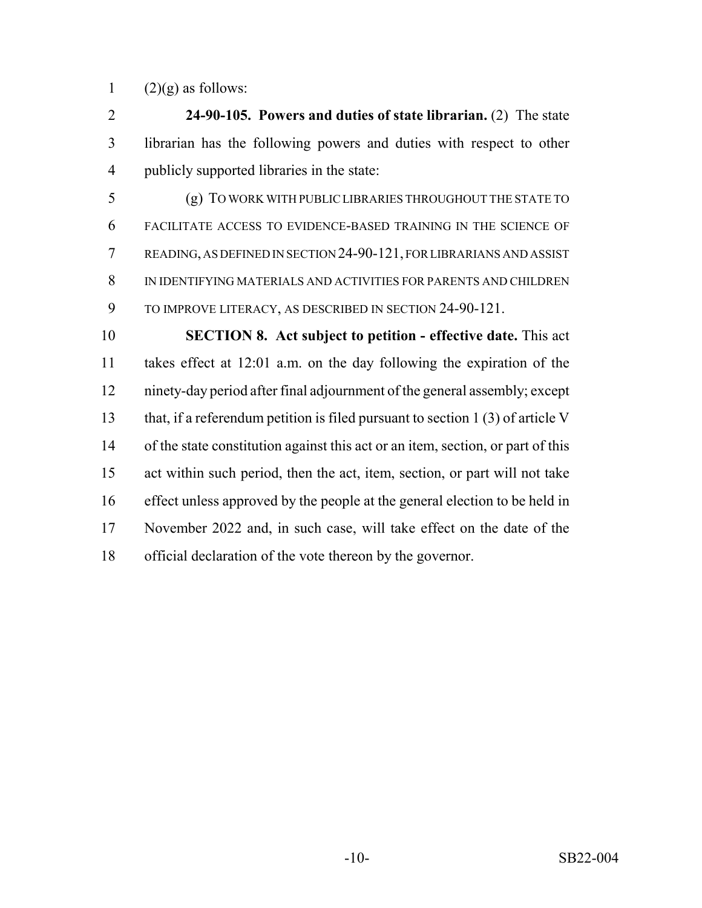(2)(g) as follows:

**24-90-105. Powers and duties of state librarian.** (2) The state librarian has the following powers and duties with respect to other publicly supported libraries in the state:

(g) TO WORK WITH PUBLIC LIBRARIES THROUGHOUT THE STATE TO FACILITATE ACCESS TO EVIDENCE-BASED TRAINING IN THE SCIENCE OF READING, AS DEFINED IN SECTION 24-90-121, FOR LIBRARIANS AND ASSIST IN IDENTIFYING MATERIALS AND ACTIVITIES FOR PARENTS AND CHILDREN TO IMPROVE LITERACY, AS DESCRIBED IN SECTION 24-90-121.

**SECTION 8. Act subject to petition - effective date.** This act takes effect at 12:01 a.m. on the day following the expiration of the ninety-day period after final adjournment of the general assembly; except that, if a referendum petition is filed pursuant to section 1 (3) of article V of the state constitution against this act or an item, section, or part of this act within such period, then the act, item, section, or part will not take effect unless approved by the people at the general election to be held in November 2022 and, in such case, will take effect on the date of the official declaration of the vote thereon by the governor.